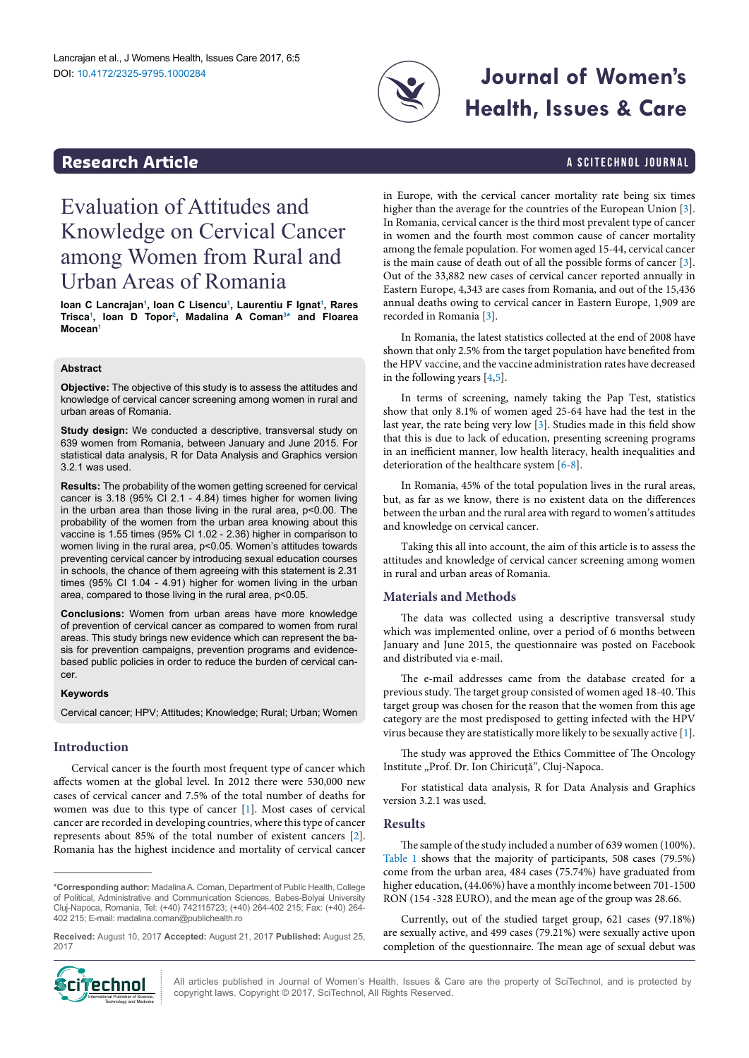# Evaluation of Attitudes and Knowledge on Cervical Cancer among Women from Rural and Urban Areas of Romania

**Ioan C Lancrajan[1], Ioan C Lisencu[1], Laurentiu F Ignat[1], Rares Trisca[1], Ioan D Topor[2], Madalina A Coman[3*] and Floarea Mocean[1]**

## Abstract

**Objective:** The objective of this study is to assess the attitudes and knowledge of cervical cancer screening among women in rural and urban areas of Romania.

**Study design:** We conducted a descriptive, transversal study on 639 women from Romania, between January and June 2015. For statistical data analysis, R for Data Analysis and Graphics version 3.2.1 was used.

**Results:** The probability of the women getting screened for cervical cancer is 3.18 (95% CI 2.1 - 4.84) times higher for women living in the urban area than those living in the rural area, p<0.00. The probability of the women from the urban area knowing about this vaccine is 1.55 times (95% CI 1.02 - 2.36) higher in comparison to women living in the rural area, p<0.05. Women's attitudes towards preventing cervical cancer by introducing sexual education courses in schools, the chance of them agreeing with this statement is 2.31 times (95% CI 1.04 - 4.91) higher for women living in the urban area, compared to those living in the rural area, p<0.05.

**Conclusions:** Women from urban areas have more knowledge of prevention of cervical cancer as compared to women from rural areas. This study brings new evidence which can represent the basis for prevention campaigns, prevention programs and evidence-based public policies in order to reduce the burden of cervical cancer.

### Keywords

Cervical cancer; HPV; Attitudes; Knowledge; Rural; Urban; Women

## Introduction

Cervical cancer is the fourth most frequent type of cancer which affects women at the global level. In 2012 there were 530,000 new cases of cervical cancer and 7.5% of the total number of deaths for women was due to this type of cancer [1]. Most cases of cervical cancer are recorded in developing countries, where this type of cancer represents about 85% of the total number of existent cancers [2]. Romania has the highest incidence and mortality of cervical cancer in Europe, with the cervical cancer mortality rate being six times higher than the average for the countries of the European Union [3]. In Romania, cervical cancer is the third most prevalent type of cancer in women and the fourth most common cause of cancer mortality among the female population. For women aged 15-44, cervical cancer is the main cause of death out of all the possible forms of cancer [3]. Out of the 33,882 new cases of cervical cancer reported annually in Eastern Europe, 4,343 are cases from Romania, and out of the 15,436 annual deaths owing to cervical cancer in Eastern Europe, 1,909 are recorded in Romania [3].

In Romania, the latest statistics collected at the end of 2008 have shown that only 2.5% from the target population have benefited from the HPV vaccine, and the vaccine administration rates have decreased in the following years [4,5].

In terms of screening, namely taking the Pap Test, statistics show that only 8.1% of women aged 25-64 have had the test in the last year, the rate being very low [3]. Studies made in this field show that this is due to lack of education, presenting screening programs in an inefficient manner, low health literacy, health inequalities and deterioration of the healthcare system [6-8].

In Romania, 45% of the total population lives in the rural areas, but, as far as we know, there is no existent data on the differences between the urban and the rural area with regard to women's attitudes and knowledge on cervical cancer.

Taking this all into account, the aim of this article is to assess the attitudes and knowledge of cervical cancer screening among women in rural and urban areas of Romania.

## Materials and Methods

The data was collected using a descriptive transversal study which was implemented online, over a period of 6 months between January and June 2015, the questionnaire was posted on Facebook and distributed via e-mail.

The e-mail addresses came from the database created for a previous study. The target group consisted of women aged 18-40. This target group was chosen for the reason that the women from this age category are the most predisposed to getting infected with the HPV virus because they are statistically more likely to be sexually active [1].

The study was approved the Ethics Committee of The Oncology Institute „Prof. Dr. Ion Chiricuţă", Cluj-Napoca.

For statistical data analysis, R for Data Analysis and Graphics version 3.2.1 was used.

## Results

The sample of the study included a number of 639 women (100%). Table 1 shows that the majority of participants, 508 cases (79.5%) come from the urban area, 484 cases (75.74%) have graduated from higher education, (44.06%) have a monthly income between 701-1500 RON (154 -328 EURO), and the mean age of the group was 28.66.

Currently, out of the studied target group, 621 cases (97.18%) are sexually active, and 499 cases (79.21%) were sexually active upon completion of the questionnaire. The mean age of sexual debut was

---

*Corresponding author: Madalina A. Coman, Department of Public Health, College of Political, Administrative and Communication Sciences, Babes-Bolyai University Cluj-Napoca, Romania, Tel: (+40) 742115723; (+40) 264-402 215; Fax: (+40) 264-402 215; E-mail: madalina.coman@publichealth.ro

**Received:** August 10, 2017 **Accepted:** August 21, 2017 **Published:** August 25, 2017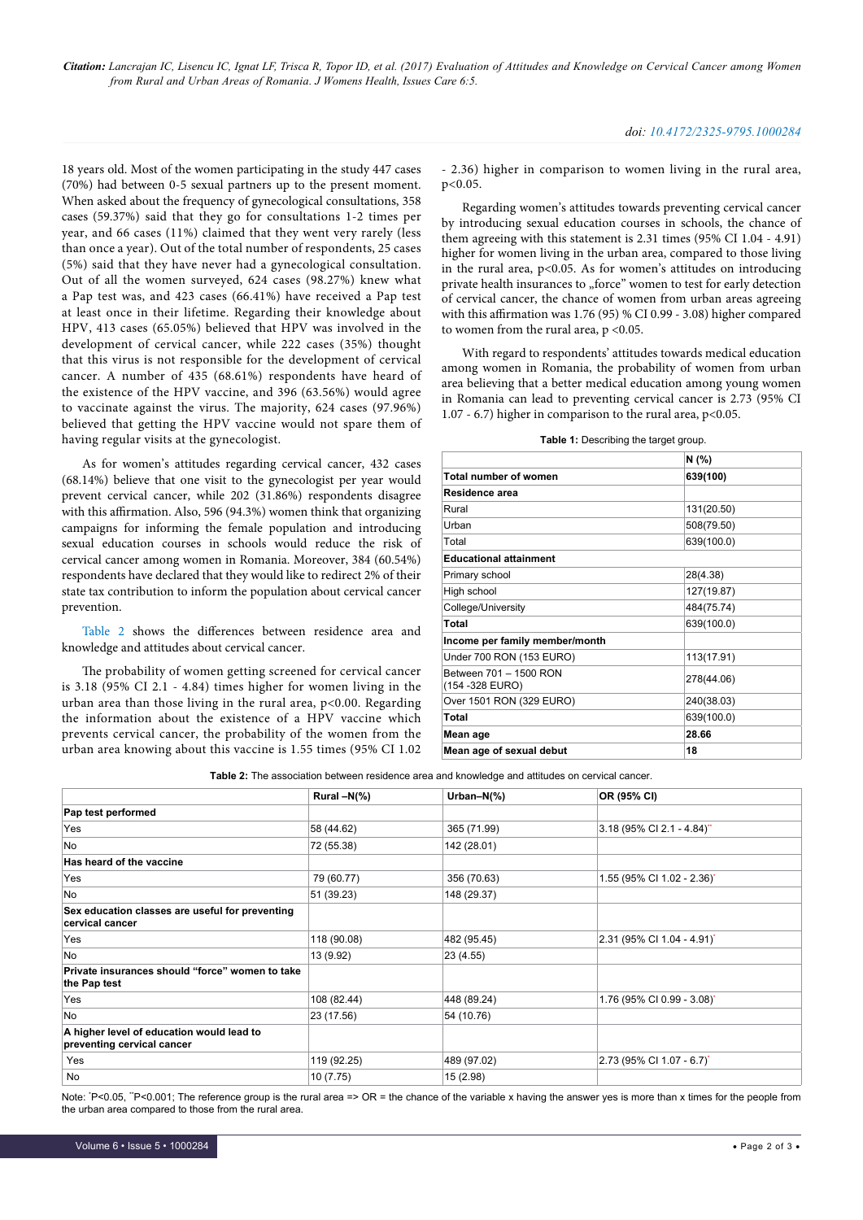18 years old. Most of the women participating in the study 447 cases (70%) had between 0-5 sexual partners up to the present moment. When asked about the frequency of gynecological consultations, 358 cases (59.37%) said that they go for consultations 1-2 times per year, and 66 cases (11%) claimed that they went very rarely (less than once a year). Out of the total number of respondents, 25 cases (5%) said that they have never had a gynecological consultation. Out of all the women surveyed, 624 cases (98.27%) knew what a Pap test was, and 423 cases (66.41%) have received a Pap test at least once in their lifetime. Regarding their knowledge about HPV, 413 cases (65.05%) believed that HPV was involved in the development of cervical cancer, while 222 cases (35%) thought that this virus is not responsible for the development of cervical cancer. A number of 435 (68.61%) respondents have heard of the existence of the HPV vaccine, and 396 (63.56%) would agree to vaccinate against the virus. The majority, 624 cases (97.96%) believed that getting the HPV vaccine would not spare them of having regular visits at the gynecologist.

As for women's attitudes regarding cervical cancer, 432 cases (68.14%) believe that one visit to the gynecologist per year would prevent cervical cancer, while 202 (31.86%) respondents disagree with this affirmation. Also, 596 (94.3%) women think that organizing campaigns for informing the female population and introducing sexual education courses in schools would reduce the risk of cervical cancer among women in Romania. Moreover, 384 (60.54%) respondents have declared that they would like to redirect 2% of their state tax contribution to inform the population about cervical cancer prevention.

Table 2 shows the differences between residence area and knowledge and attitudes about cervical cancer.

The probability of women getting screened for cervical cancer is 3.18 (95% CI 2.1 - 4.84) times higher for women living in the urban area than those living in the rural area, $p<0.00$. Regarding the information about the existence of a HPV vaccine which prevents cervical cancer, the probability of the women from the urban area knowing about this vaccine is 1.55 times (95% CI 1.02 - 2.36) higher in comparison to women living in the rural area, $p<0.05$.

Regarding women's attitudes towards preventing cervical cancer by introducing sexual education courses in schools, the chance of them agreeing with this statement is 2.31 times (95% CI 1.04 - 4.91) higher for women living in the urban area, compared to those living in the rural area, $p<0.05$. As for women's attitudes on introducing private health insurances to „force" women to test for early detection of cervical cancer, the chance of women from urban areas agreeing with this affirmation was 1.76 (95) % CI 0.99 - 3.08) higher compared to women from the rural area, $p<0.05$.

With regard to respondents' attitudes towards medical education among women in Romania, the probability of women from urban area believing that a better medical education among young women in Romania can lead to preventing cervical cancer is 2.73 (95% CI 1.07 - 6.7) higher in comparison to the rural area, $p<0.05$.

**Table 1:** Describing the target group.

| | N (%) |
|---|---|
| **Total number of women** | **639(100)** |
| **Residence area** | |
| Rural | 131(20.50) |
| Urban | 508(79.50) |
| Total | 639(100.0) |
| **Educational attainment** | |
| Primary school | 28(4.38) |
| High school | 127(19.87) |
| College/University | 484(75.74) |
| **Total** | 639(100.0) |
| **Income per family member/month** | |
| Under 700 RON (153 EURO) | 113(17.91) |
| Between 701 – 1500 RON (154 -328 EURO) | 278(44.06) |
| Over 1501 RON (329 EURO) | 240(38.03) |
| **Total** | 639(100.0) |
| **Mean age** | **28.66** |
| **Mean age of sexual debut** | **18** |

**Table 2:** The association between residence area and knowledge and attitudes on cervical cancer.

| | Rural –N(%) | Urban–N(%) | OR (95% CI) |
|---|---|---|---|
| **Pap test performed** | | | |
| Yes | 58 (44.62) | 365 (71.99) | 3.18 (95% CI 2.1 - 4.84)** |
| No | 72 (55.38) | 142 (28.01) | |
| **Has heard of the vaccine** | | | |
| Yes | 79 (60.77) | 356 (70.63) | 1.55 (95% CI 1.02 - 2.36)* |
| No | 51 (39.23) | 148 (29.37) | |
| **Sex education classes are useful for preventing cervical cancer** | | | |
| Yes | 118 (90.08) | 482 (95.45) | 2.31 (95% CI 1.04 - 4.91)* |
| No | 13 (9.92) | 23 (4.55) | |
| **Private insurances should "force" women to take the Pap test** | | | |
| Yes | 108 (82.44) | 448 (89.24) | 1.76 (95% CI 0.99 - 3.08)* |
| No | 23 (17.56) | 54 (10.76) | |
| **A higher level of education would lead to preventing cervical cancer** | | | |
| Yes | 119 (92.25) | 489 (97.02) | 2.73 (95% CI 1.07 - 6.7)* |
| No | 10 (7.75) | 15 (2.98) | |

Note: *P<0.05, **P<0.001; The reference group is the rural area => OR = the chance of the variable x having the answer yes is more than x times for the people from the urban area compared to those from the rural area.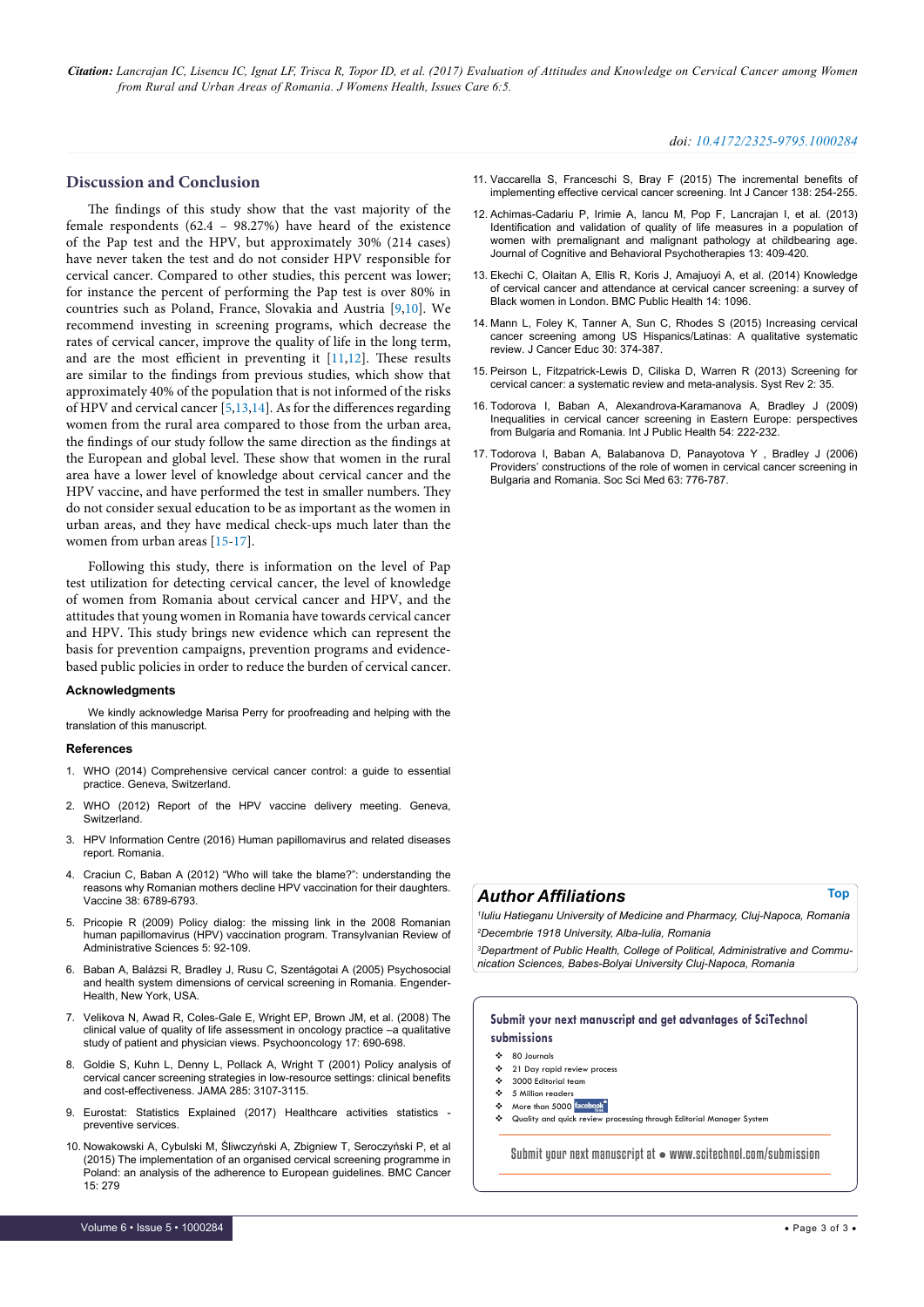## Discussion and Conclusion

The findings of this study show that the vast majority of the female respondents (62.4 – 98.27%) have heard of the existence of the Pap test and the HPV, but approximately 30% (214 cases) have never taken the test and do not consider HPV responsible for cervical cancer. Compared to other studies, this percent was lower; for instance the percent of performing the Pap test is over 80% in countries such as Poland, France, Slovakia and Austria [9,10]. We recommend investing in screening programs, which decrease the rates of cervical cancer, improve the quality of life in the long term, and are the most efficient in preventing it [11,12]. These results are similar to the findings from previous studies, which show that approximately 40% of the population that is not informed of the risks of HPV and cervical cancer [5,13,14]. As for the differences regarding women from the rural area compared to those from the urban area, the findings of our study follow the same direction as the findings at the European and global level. These show that women in the rural area have a lower level of knowledge about cervical cancer and the HPV vaccine, and have performed the test in smaller numbers. They do not consider sexual education to be as important as the women in urban areas, and they have medical check-ups much later than the women from urban areas [15-17].

Following this study, there is information on the level of Pap test utilization for detecting cervical cancer, the level of knowledge of women from Romania about cervical cancer and HPV, and the attitudes that young women in Romania have towards cervical cancer and HPV. This study brings new evidence which can represent the basis for prevention campaigns, prevention programs and evidence-based public policies in order to reduce the burden of cervical cancer.

### Acknowledgments

We kindly acknowledge Marisa Perry for proofreading and helping with the translation of this manuscript.

### References

1. WHO (2014) Comprehensive cervical cancer control: a guide to essential practice. Geneva, Switzerland.
2. WHO (2012) Report of the HPV vaccine delivery meeting. Geneva, Switzerland.
3. HPV Information Centre (2016) Human papillomavirus and related diseases report. Romania.
4. Craciun C, Baban A (2012) "Who will take the blame?": understanding the reasons why Romanian mothers decline HPV vaccination for their daughters. Vaccine 38: 6789-6793.
5. Pricopie R (2009) Policy dialog: the missing link in the 2008 Romanian human papillomavirus (HPV) vaccination program. Transylvanian Review of Administrative Sciences 5: 92-109.
6. Baban A, Balázsi R, Bradley J, Rusu C, Szentágotai A (2005) Psychosocial and health system dimensions of cervical screening in Romania. Engender-Health, New York, USA.
7. Velikova N, Awad R, Coles-Gale E, Wright EP, Brown JM, et al. (2008) The clinical value of quality of life assessment in oncology practice –a qualitative study of patient and physician views. Psychooncology 17: 690-698.
8. Goldie S, Kuhn L, Denny L, Pollack A, Wright T (2001) Policy analysis of cervical cancer screening strategies in low-resource settings: clinical benefits and cost-effectiveness. JAMA 285: 3107-3115.
9. Eurostat: Statistics Explained (2017) Healthcare activities statistics - preventive services.
10. Nowakowski A, Cybulski M, Śliwczyński A, Zbigniew T, Seroczyński P, et al (2015) The implementation of an organised cervical screening programme in Poland: an analysis of the adherence to European guidelines. BMC Cancer 15: 279
11. Vaccarella S, Franceschi S, Bray F (2015) The incremental benefits of implementing effective cervical cancer screening. Int J Cancer 138: 254-255.
12. Achimas-Cadariu P, Irimie A, Iancu M, Pop F, Lancrajan I, et al. (2013) Identification and validation of quality of life measures in a population of women with premalignant and malignant pathology at childbearing age. Journal of Cognitive and Behavioral Psychotherapies 13: 409-420.
13. Ekechi C, Olaitan A, Ellis R, Koris J, Amajuoyi A, et al. (2014) Knowledge of cervical cancer and attendance at cervical cancer screening: a survey of Black women in London. BMC Public Health 14: 1096.
14. Mann L, Foley K, Tanner A, Sun C, Rhodes S (2015) Increasing cervical cancer screening among US Hispanics/Latinas: A qualitative systematic review. J Cancer Educ 30: 374-387.
15. Peirson L, Fitzpatrick-Lewis D, Ciliska D, Warren R (2013) Screening for cervical cancer: a systematic review and meta-analysis. Syst Rev 2: 35.
16. Todorova I, Baban A, Alexandrova-Karamanova A, Bradley J (2009) Inequalities in cervical cancer screening in Eastern Europe: perspectives from Bulgaria and Romania. Int J Public Health 54: 222-232.
17. Todorova I, Baban A, Balabanova D, Panayotova Y , Bradley J (2006) Providers' constructions of the role of women in cervical cancer screening in Bulgaria and Romania. Soc Sci Med 63: 776-787.

### Author Affiliations

[1]Iuliu Hatieganu University of Medicine and Pharmacy, Cluj-Napoca, Romania

[2]Decembrie 1918 University, Alba-Iulia, Romania

[3]Department of Public Health, College of Political, Administrative and Communication Sciences, Babes-Bolyai University Cluj-Napoca, Romania

**Submit your next manuscript and get advantages of SciTechnol submissions**

- 80 Journals
- 21 Day rapid review process
- 3000 Editorial team
- 5 Million readers
- More than 5000 facebook
- Quality and quick review processing through Editorial Manager System

Submit your next manuscript at • www.scitechnol.com/submission